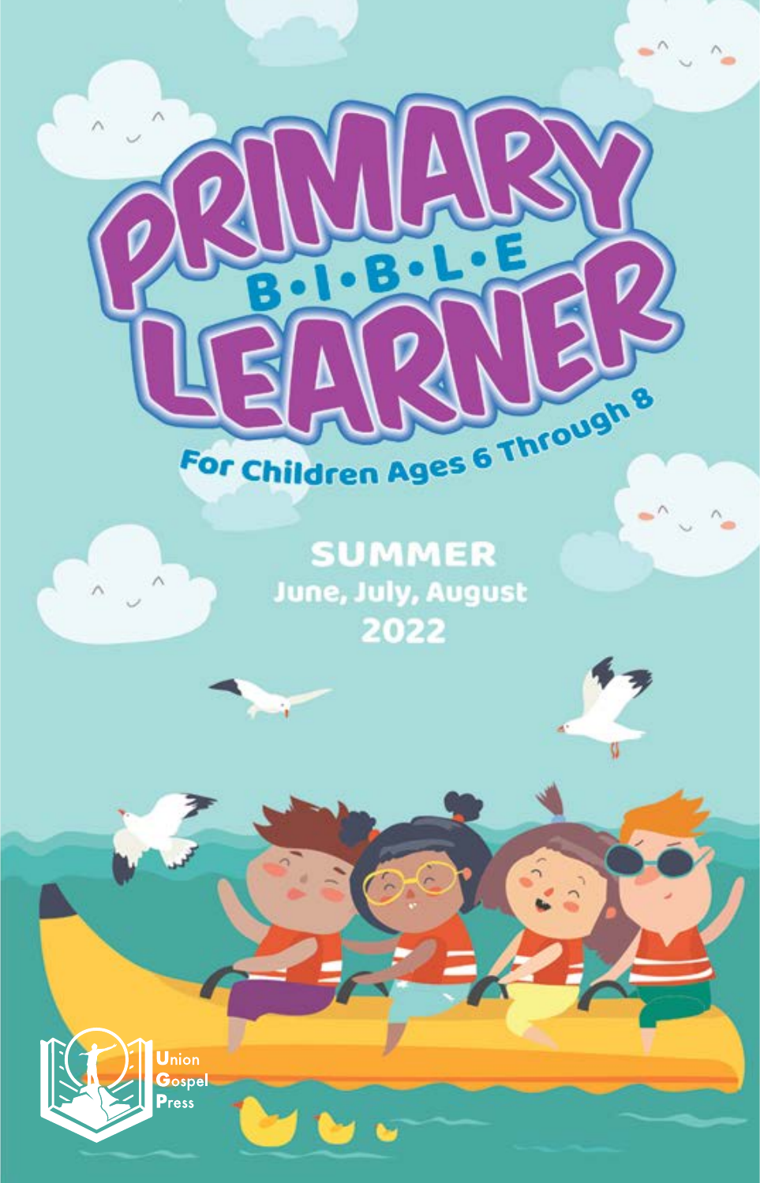# PRIMARY BIBLE LEARNER

For Children Ages 6 Through 8

## SUMMER

June, July, August

2022

Union Gospel Press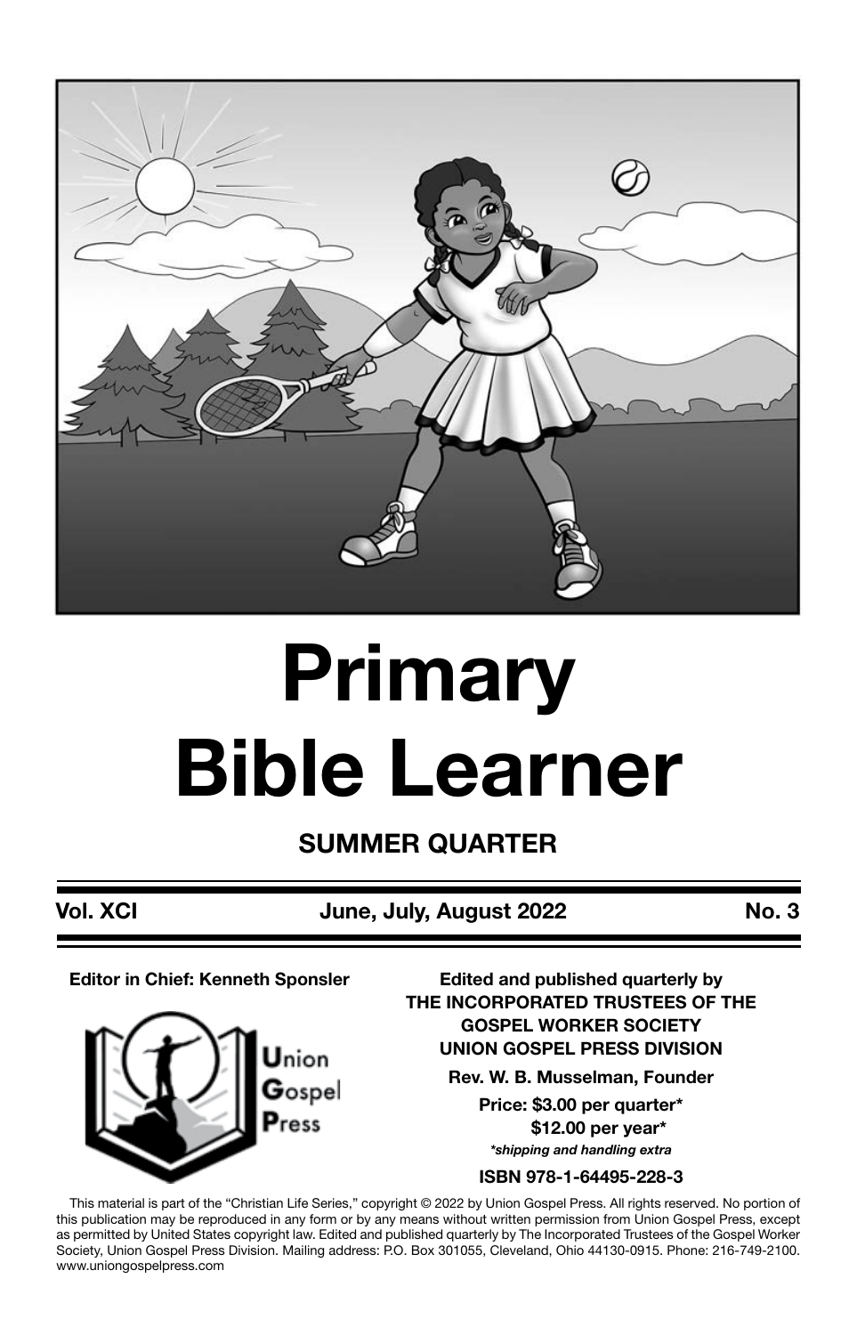# Primary Bible Learner

## SUMMER QUARTER

**Vol. XCI** **June, July, August 2022** **No. 3**

**Editor in Chief: Kenneth Sponsler**

Union Gospel Press

**Edited and published quarterly by**
**THE INCORPORATED TRUSTEES OF THE GOSPEL WORKER SOCIETY**
**UNION GOSPEL PRESS DIVISION**

**Rev. W. B. Musselman, Founder**

**Price: $3.00 per quarter***
**$12.00 per year***
***shipping and handling extra***

**ISBN 978-1-64495-228-3**

This material is part of the "Christian Life Series," copyright © 2022 by Union Gospel Press. All rights reserved. No portion of this publication may be reproduced in any form or by any means without written permission from Union Gospel Press, except as permitted by United States copyright law. Edited and published quarterly by The Incorporated Trustees of the Gospel Worker Society, Union Gospel Press Division. Mailing address: P.O. Box 301055, Cleveland, Ohio 44130-0915. Phone: 216-749-2100. www.uniongospelpress.com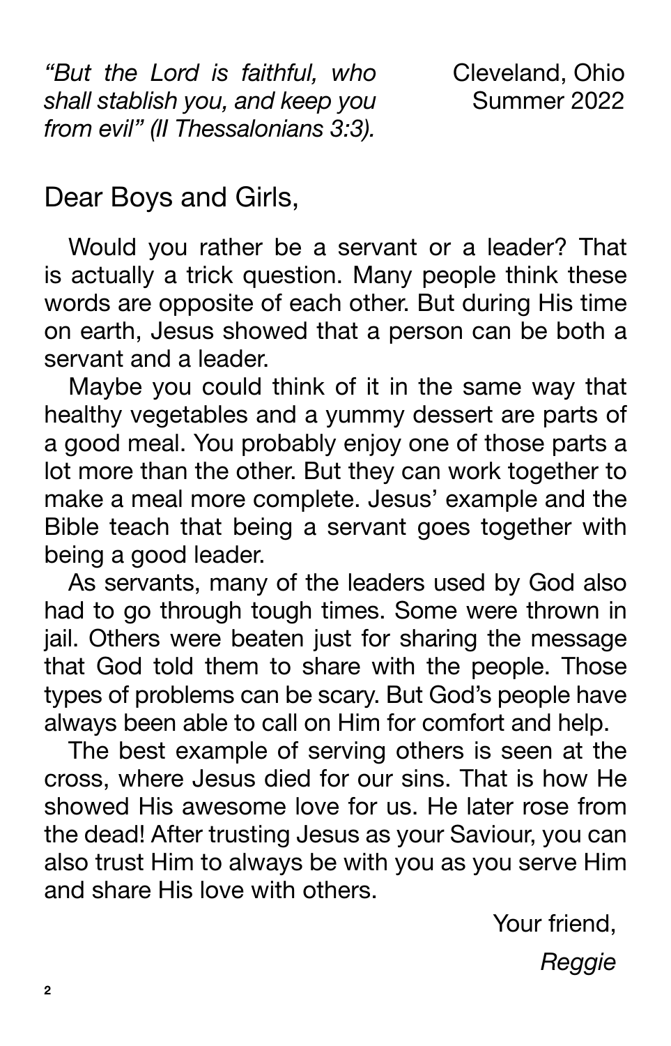*"But the Lord is faithful, who shall stablish you, and keep you from evil" (II Thessalonians 3:3).*

Cleveland, Ohio
Summer 2022

Dear Boys and Girls,

Would you rather be a servant or a leader? That is actually a trick question. Many people think these words are opposite of each other. But during His time on earth, Jesus showed that a person can be both a servant and a leader.

Maybe you could think of it in the same way that healthy vegetables and a yummy dessert are parts of a good meal. You probably enjoy one of those parts a lot more than the other. But they can work together to make a meal more complete. Jesus' example and the Bible teach that being a servant goes together with being a good leader.

As servants, many of the leaders used by God also had to go through tough times. Some were thrown in jail. Others were beaten just for sharing the message that God told them to share with the people. Those types of problems can be scary. But God's people have always been able to call on Him for comfort and help.

The best example of serving others is seen at the cross, where Jesus died for our sins. That is how He showed His awesome love for us. He later rose from the dead! After trusting Jesus as your Saviour, you can also trust Him to always be with you as you serve Him and share His love with others.

Your friend,

*Reggie*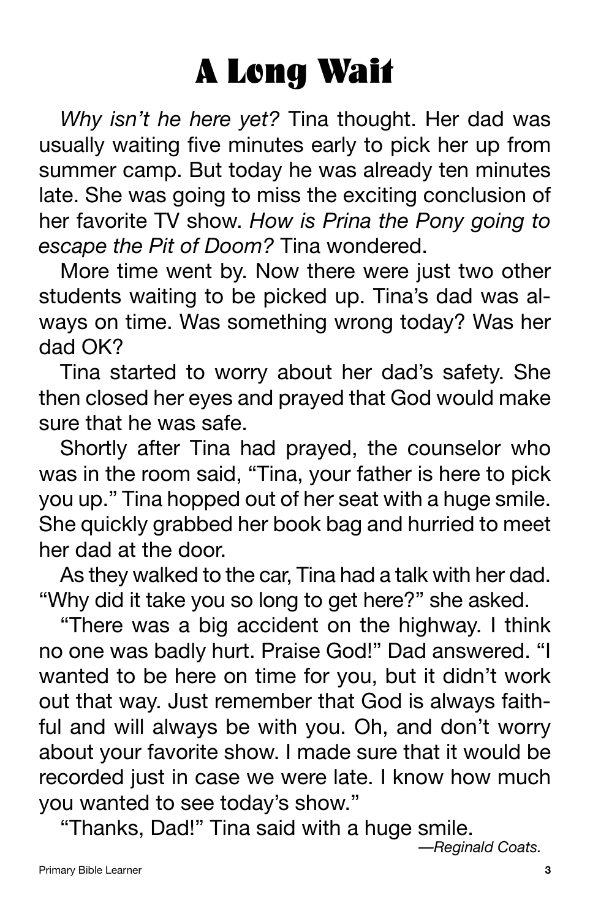# A Long Wait

*Why isn't he here yet?* Tina thought. Her dad was usually waiting five minutes early to pick her up from summer camp. But today he was already ten minutes late. She was going to miss the exciting conclusion of her favorite TV show. *How is Prina the Pony going to escape the Pit of Doom?* Tina wondered.

More time went by. Now there were just two other students waiting to be picked up. Tina's dad was always on time. Was something wrong today? Was her dad OK?

Tina started to worry about her dad's safety. She then closed her eyes and prayed that God would make sure that he was safe.

Shortly after Tina had prayed, the counselor who was in the room said, "Tina, your father is here to pick you up." Tina hopped out of her seat with a huge smile. She quickly grabbed her book bag and hurried to meet her dad at the door.

As they walked to the car, Tina had a talk with her dad. "Why did it take you so long to get here?" she asked.

"There was a big accident on the highway. I think no one was badly hurt. Praise God!" Dad answered. "I wanted to be here on time for you, but it didn't work out that way. Just remember that God is always faithful and will always be with you. Oh, and don't worry about your favorite show. I made sure that it would be recorded just in case we were late. I know how much you wanted to see today's show."

"Thanks, Dad!" Tina said with a huge smile.

*—Reginald Coats.*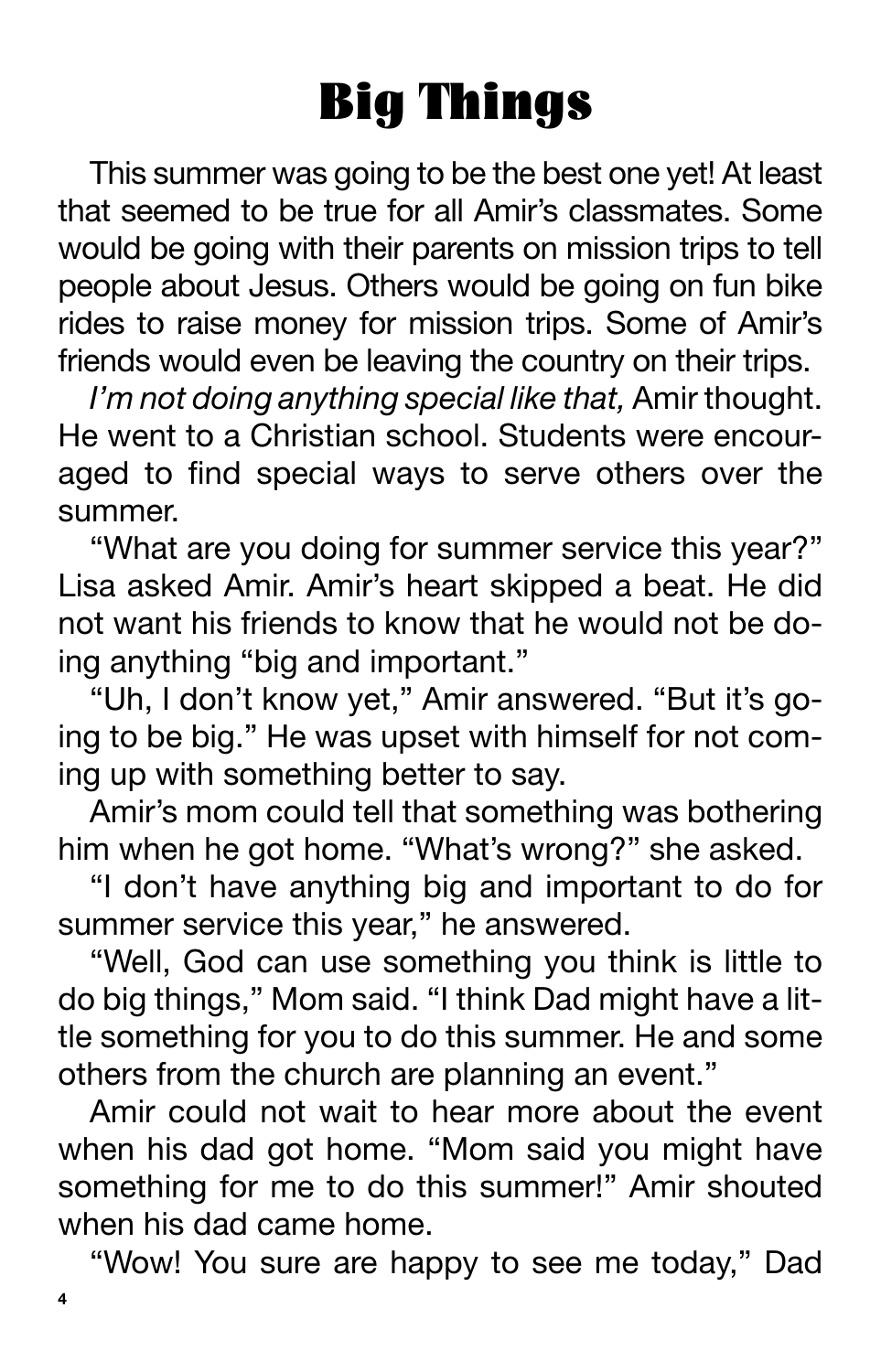# Big Things

This summer was going to be the best one yet! At least that seemed to be true for all Amir's classmates. Some would be going with their parents on mission trips to tell people about Jesus. Others would be going on fun bike rides to raise money for mission trips. Some of Amir's friends would even be leaving the country on their trips.

*I'm not doing anything special like that,* Amir thought. He went to a Christian school. Students were encouraged to find special ways to serve others over the summer.

"What are you doing for summer service this year?" Lisa asked Amir. Amir's heart skipped a beat. He did not want his friends to know that he would not be doing anything "big and important."

"Uh, I don't know yet," Amir answered. "But it's going to be big." He was upset with himself for not coming up with something better to say.

Amir's mom could tell that something was bothering him when he got home. "What's wrong?" she asked.

"I don't have anything big and important to do for summer service this year," he answered.

"Well, God can use something you think is little to do big things," Mom said. "I think Dad might have a little something for you to do this summer. He and some others from the church are planning an event."

Amir could not wait to hear more about the event when his dad got home. "Mom said you might have something for me to do this summer!" Amir shouted when his dad came home.

"Wow! You sure are happy to see me today," Dad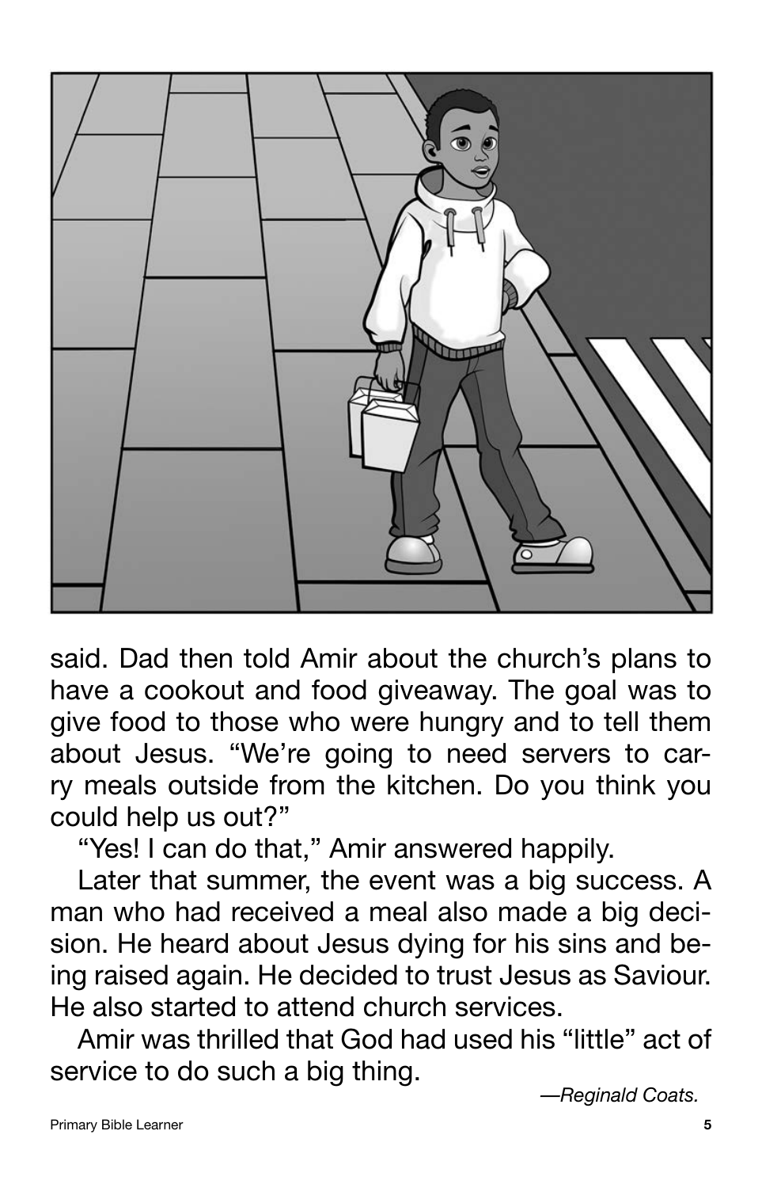said. Dad then told Amir about the church's plans to have a cookout and food giveaway. The goal was to give food to those who were hungry and to tell them about Jesus. "We're going to need servers to carry meals outside from the kitchen. Do you think you could help us out?"

"Yes! I can do that," Amir answered happily.

Later that summer, the event was a big success. A man who had received a meal also made a big decision. He heard about Jesus dying for his sins and being raised again. He decided to trust Jesus as Saviour. He also started to attend church services.

Amir was thrilled that God had used his "little" act of service to do such a big thing.

*—Reginald Coats.*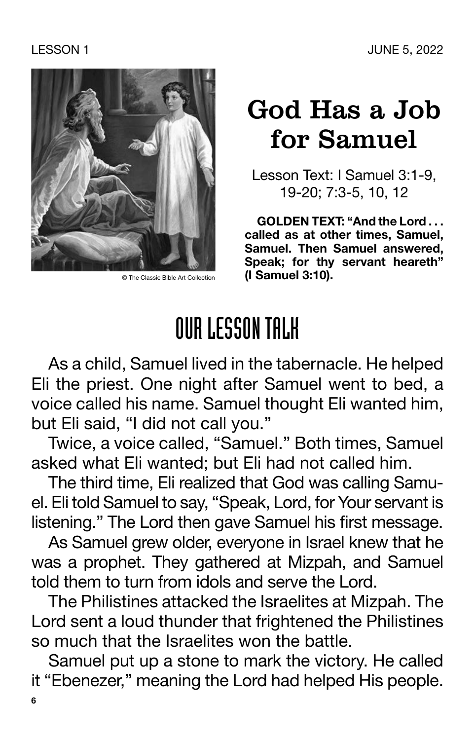LESSON 1

JUNE 5, 2022

© The Classic Bible Art Collection

# God Has a Job for Samuel

Lesson Text: I Samuel 3:1-9, 19-20; 7:3-5, 10, 12

**GOLDEN TEXT: "And the Lord . . . called as at other times, Samuel, Samuel. Then Samuel answered, Speak; for thy servant heareth" (I Samuel 3:10).**

## OUR LESSON TALK

As a child, Samuel lived in the tabernacle. He helped Eli the priest. One night after Samuel went to bed, a voice called his name. Samuel thought Eli wanted him, but Eli said, "I did not call you."

Twice, a voice called, "Samuel." Both times, Samuel asked what Eli wanted; but Eli had not called him.

The third time, Eli realized that God was calling Samuel. Eli told Samuel to say, "Speak, Lord, for Your servant is listening." The Lord then gave Samuel his first message.

As Samuel grew older, everyone in Israel knew that he was a prophet. They gathered at Mizpah, and Samuel told them to turn from idols and serve the Lord.

The Philistines attacked the Israelites at Mizpah. The Lord sent a loud thunder that frightened the Philistines so much that the Israelites won the battle.

Samuel put up a stone to mark the victory. He called it "Ebenezer," meaning the Lord had helped His people.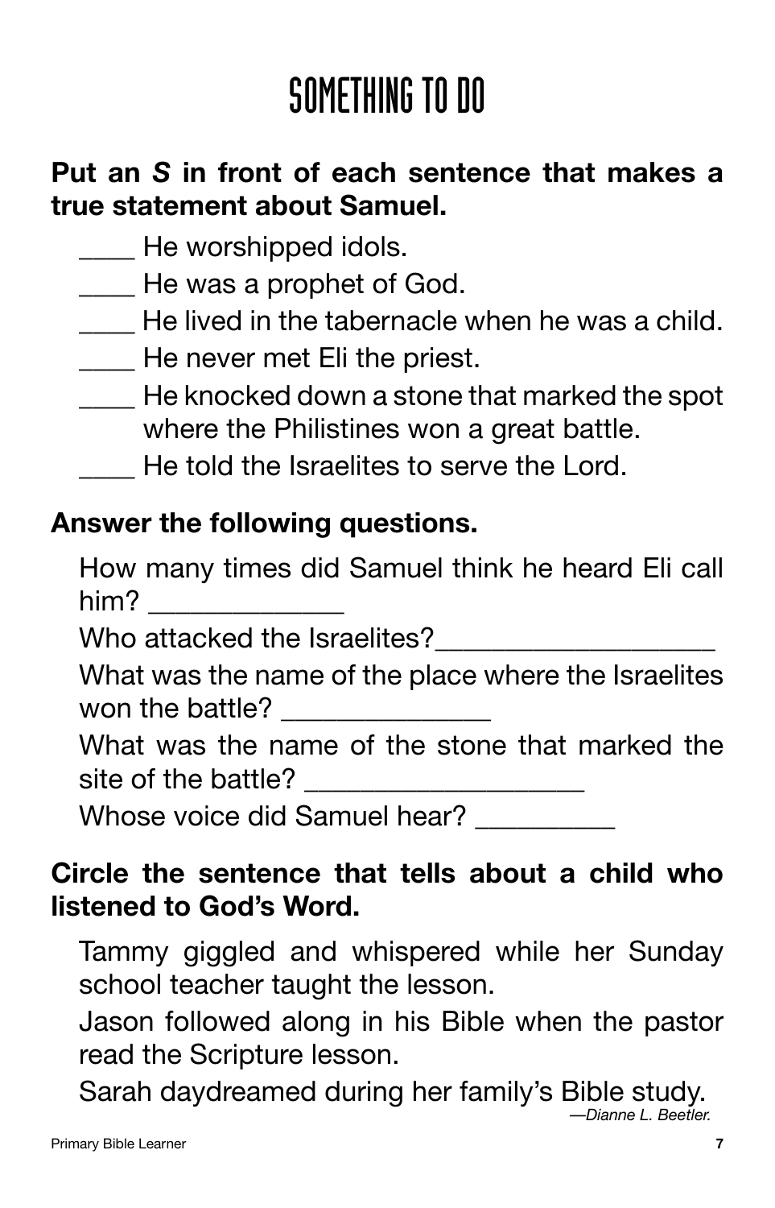# SOMETHING TO DO

**Put an *S* in front of each sentence that makes a true statement about Samuel.**

____ He worshipped idols.

____ He was a prophet of God.

____ He lived in the tabernacle when he was a child.

____ He never met Eli the priest.

____ He knocked down a stone that marked the spot where the Philistines won a great battle.

____ He told the Israelites to serve the Lord.

**Answer the following questions.**

How many times did Samuel think he heard Eli call him? _____________

Who attacked the Israelites?___________________

What was the name of the place where the Israelites won the battle? ______________

What was the name of the stone that marked the site of the battle? ___________________

Whose voice did Samuel hear? __________

**Circle the sentence that tells about a child who listened to God's Word.**

Tammy giggled and whispered while her Sunday school teacher taught the lesson.

Jason followed along in his Bible when the pastor read the Scripture lesson.

Sarah daydreamed during her family's Bible study.

*—Dianne L. Beetler.*